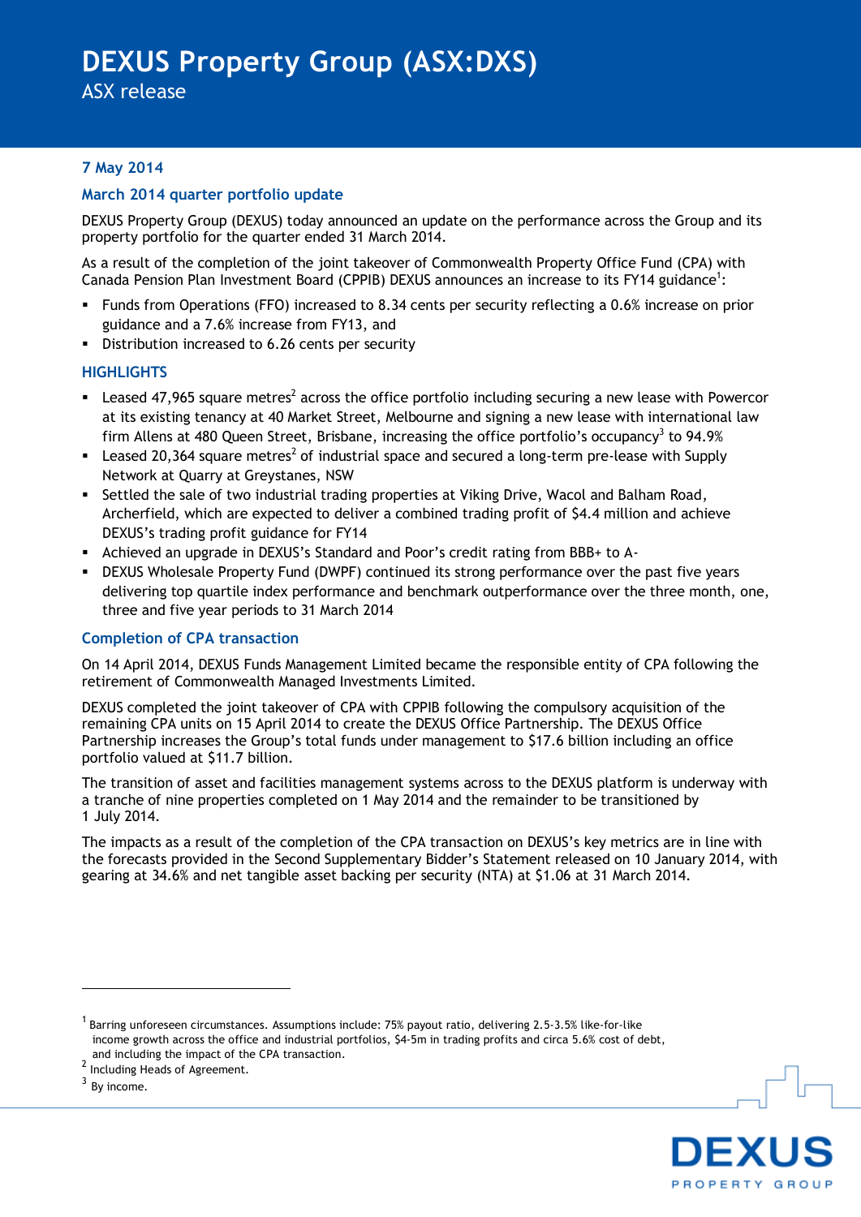# DEXUS Property Group (ASX:DXS)

ASX release

**7 May 2014**

## March 2014 quarter portfolio update

DEXUS Property Group (DEXUS) today announced an update on the performance across the Group and its property portfolio for the quarter ended 31 March 2014.

As a result of the completion of the joint takeover of Commonwealth Property Office Fund (CPA) with Canada Pension Plan Investment Board (CPPIB) DEXUS announces an increase to its FY14 guidance[1]:

- Funds from Operations (FFO) increased to 8.34 cents per security reflecting a 0.6% increase on prior guidance and a 7.6% increase from FY13, and
- Distribution increased to 6.26 cents per security

## HIGHLIGHTS

- Leased 47,965 square metres[2] across the office portfolio including securing a new lease with Powercor at its existing tenancy at 40 Market Street, Melbourne and signing a new lease with international law firm Allens at 480 Queen Street, Brisbane, increasing the office portfolio's occupancy[3] to 94.9%
- Leased 20,364 square metres[2] of industrial space and secured a long-term pre-lease with Supply Network at Quarry at Greystanes, NSW
- Settled the sale of two industrial trading properties at Viking Drive, Wacol and Balham Road, Archerfield, which are expected to deliver a combined trading profit of $4.4 million and achieve DEXUS's trading profit guidance for FY14
- Achieved an upgrade in DEXUS's Standard and Poor's credit rating from BBB+ to A-
- DEXUS Wholesale Property Fund (DWPF) continued its strong performance over the past five years delivering top quartile index performance and benchmark outperformance over the three month, one, three and five year periods to 31 March 2014

## Completion of CPA transaction

On 14 April 2014, DEXUS Funds Management Limited became the responsible entity of CPA following the retirement of Commonwealth Managed Investments Limited.

DEXUS completed the joint takeover of CPA with CPPIB following the compulsory acquisition of the remaining CPA units on 15 April 2014 to create the DEXUS Office Partnership. The DEXUS Office Partnership increases the Group's total funds under management to $17.6 billion including an office portfolio valued at $11.7 billion.

The transition of asset and facilities management systems across to the DEXUS platform is underway with a tranche of nine properties completed on 1 May 2014 and the remainder to be transitioned by 1 July 2014.

The impacts as a result of the completion of the CPA transaction on DEXUS's key metrics are in line with the forecasts provided in the Second Supplementary Bidder's Statement released on 10 January 2014, with gearing at 34.6% and net tangible asset backing per security (NTA) at $1.06 at 31 March 2014.

---

[1] Barring unforeseen circumstances. Assumptions include: 75% payout ratio, delivering 2.5-3.5% like-for-like income growth across the office and industrial portfolios, $4-5m in trading profits and circa 5.6% cost of debt, and including the impact of the CPA transaction.

[2] Including Heads of Agreement.

[3] By income.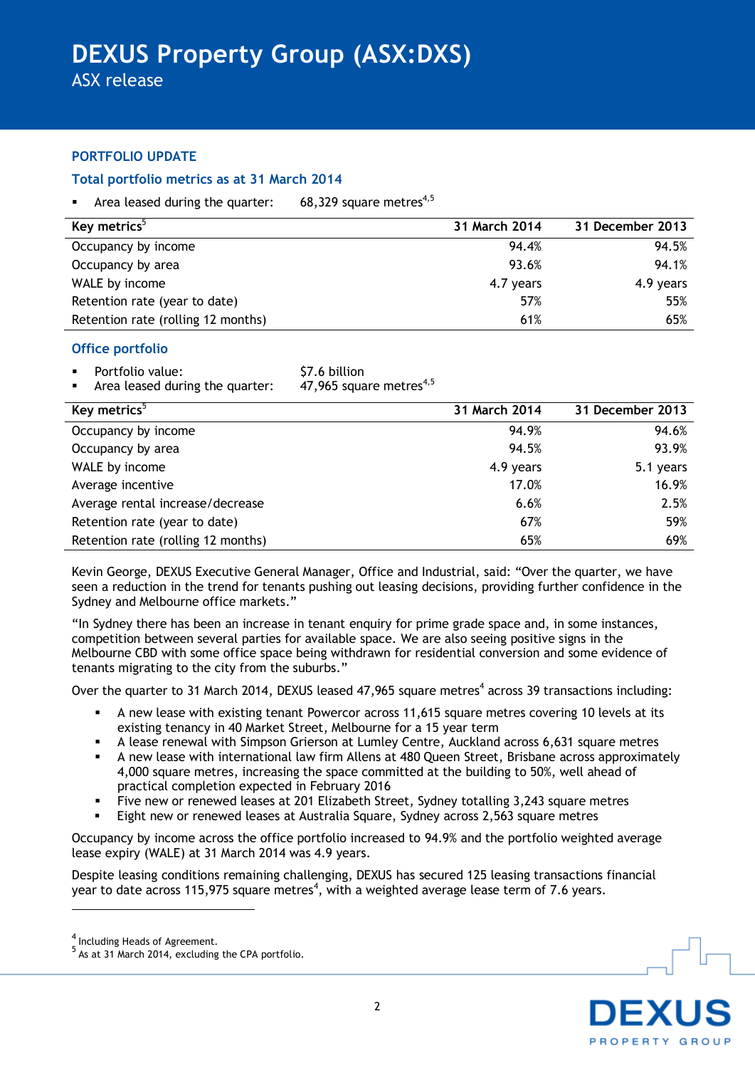## PORTFOLIO UPDATE

### Total portfolio metrics as at 31 March 2014

- Area leased during the quarter: 68,329 square metres[4,5]

| Key metrics[5] | 31 March 2014 | 31 December 2013 |
|---|---|---|
| Occupancy by income | 94.4% | 94.5% |
| Occupancy by area | 93.6% | 94.1% |
| WALE by income | 4.7 years | 4.9 years |
| Retention rate (year to date) | 57% | 55% |
| Retention rate (rolling 12 months) | 61% | 65% |

### Office portfolio

- Portfolio value: $7.6 billion
- Area leased during the quarter: 47,965 square metres[4,5]

| Key metrics[5] | 31 March 2014 | 31 December 2013 |
|---|---|---|
| Occupancy by income | 94.9% | 94.6% |
| Occupancy by area | 94.5% | 93.9% |
| WALE by income | 4.9 years | 5.1 years |
| Average incentive | 17.0% | 16.9% |
| Average rental increase/decrease | 6.6% | 2.5% |
| Retention rate (year to date) | 67% | 59% |
| Retention rate (rolling 12 months) | 65% | 69% |

Kevin George, DEXUS Executive General Manager, Office and Industrial, said: "Over the quarter, we have seen a reduction in the trend for tenants pushing out leasing decisions, providing further confidence in the Sydney and Melbourne office markets."

"In Sydney there has been an increase in tenant enquiry for prime grade space and, in some instances, competition between several parties for available space. We are also seeing positive signs in the Melbourne CBD with some office space being withdrawn for residential conversion and some evidence of tenants migrating to the city from the suburbs."

Over the quarter to 31 March 2014, DEXUS leased 47,965 square metres[4] across 39 transactions including:

- A new lease with existing tenant Powercor across 11,615 square metres covering 10 levels at its existing tenancy in 40 Market Street, Melbourne for a 15 year term
- A lease renewal with Simpson Grierson at Lumley Centre, Auckland across 6,631 square metres
- A new lease with international law firm Allens at 480 Queen Street, Brisbane across approximately 4,000 square metres, increasing the space committed at the building to 50%, well ahead of practical completion expected in February 2016
- Five new or renewed leases at 201 Elizabeth Street, Sydney totalling 3,243 square metres
- Eight new or renewed leases at Australia Square, Sydney across 2,563 square metres

Occupancy by income across the office portfolio increased to 94.9% and the portfolio weighted average lease expiry (WALE) at 31 March 2014 was 4.9 years.

Despite leasing conditions remaining challenging, DEXUS has secured 125 leasing transactions financial year to date across 115,975 square metres[4], with a weighted average lease term of 7.6 years.

---

[4] Including Heads of Agreement.
[5] As at 31 March 2014, excluding the CPA portfolio.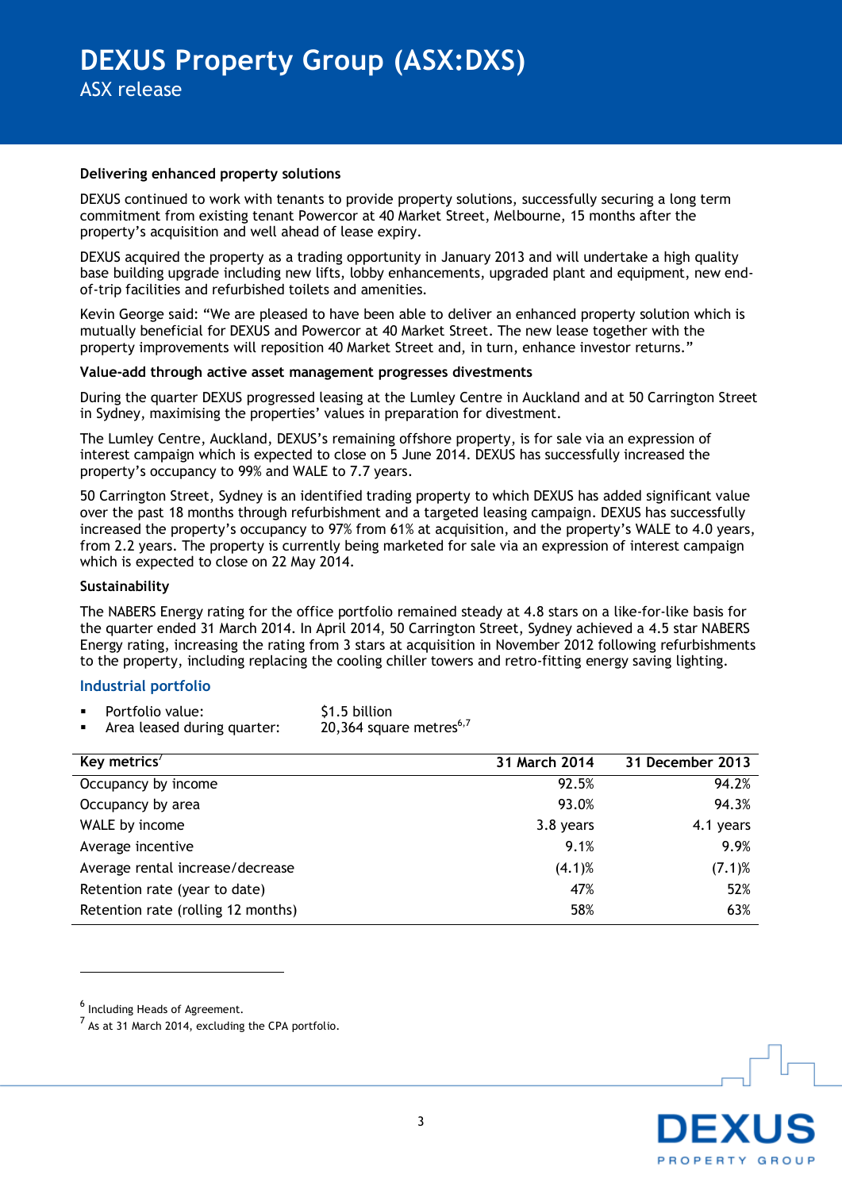**Delivering enhanced property solutions**

DEXUS continued to work with tenants to provide property solutions, successfully securing a long term commitment from existing tenant Powercor at 40 Market Street, Melbourne, 15 months after the property's acquisition and well ahead of lease expiry.

DEXUS acquired the property as a trading opportunity in January 2013 and will undertake a high quality base building upgrade including new lifts, lobby enhancements, upgraded plant and equipment, new end-of-trip facilities and refurbished toilets and amenities.

Kevin George said: "We are pleased to have been able to deliver an enhanced property solution which is mutually beneficial for DEXUS and Powercor at 40 Market Street. The new lease together with the property improvements will reposition 40 Market Street and, in turn, enhance investor returns."

**Value-add through active asset management progresses divestments**

During the quarter DEXUS progressed leasing at the Lumley Centre in Auckland and at 50 Carrington Street in Sydney, maximising the properties' values in preparation for divestment.

The Lumley Centre, Auckland, DEXUS's remaining offshore property, is for sale via an expression of interest campaign which is expected to close on 5 June 2014. DEXUS has successfully increased the property's occupancy to 99% and WALE to 7.7 years.

50 Carrington Street, Sydney is an identified trading property to which DEXUS has added significant value over the past 18 months through refurbishment and a targeted leasing campaign. DEXUS has successfully increased the property's occupancy to 97% from 61% at acquisition, and the property's WALE to 4.0 years, from 2.2 years. The property is currently being marketed for sale via an expression of interest campaign which is expected to close on 22 May 2014.

**Sustainability**

The NABERS Energy rating for the office portfolio remained steady at 4.8 stars on a like-for-like basis for the quarter ended 31 March 2014. In April 2014, 50 Carrington Street, Sydney achieved a 4.5 star NABERS Energy rating, increasing the rating from 3 stars at acquisition in November 2012 following refurbishments to the property, including replacing the cooling chiller towers and retro-fitting energy saving lighting.

## Industrial portfolio

- Portfolio value: $1.5 billion
- Area leased during quarter: 20,364 square metres[6,7]

| Key metrics[7] | 31 March 2014 | 31 December 2013 |
|---|---|---|
| Occupancy by income | 92.5% | 94.2% |
| Occupancy by area | 93.0% | 94.3% |
| WALE by income | 3.8 years | 4.1 years |
| Average incentive | 9.1% | 9.9% |
| Average rental increase/decrease | (4.1)% | (7.1)% |
| Retention rate (year to date) | 47% | 52% |
| Retention rate (rolling 12 months) | 58% | 63% |

[6] Including Heads of Agreement.

[7] As at 31 March 2014, excluding the CPA portfolio.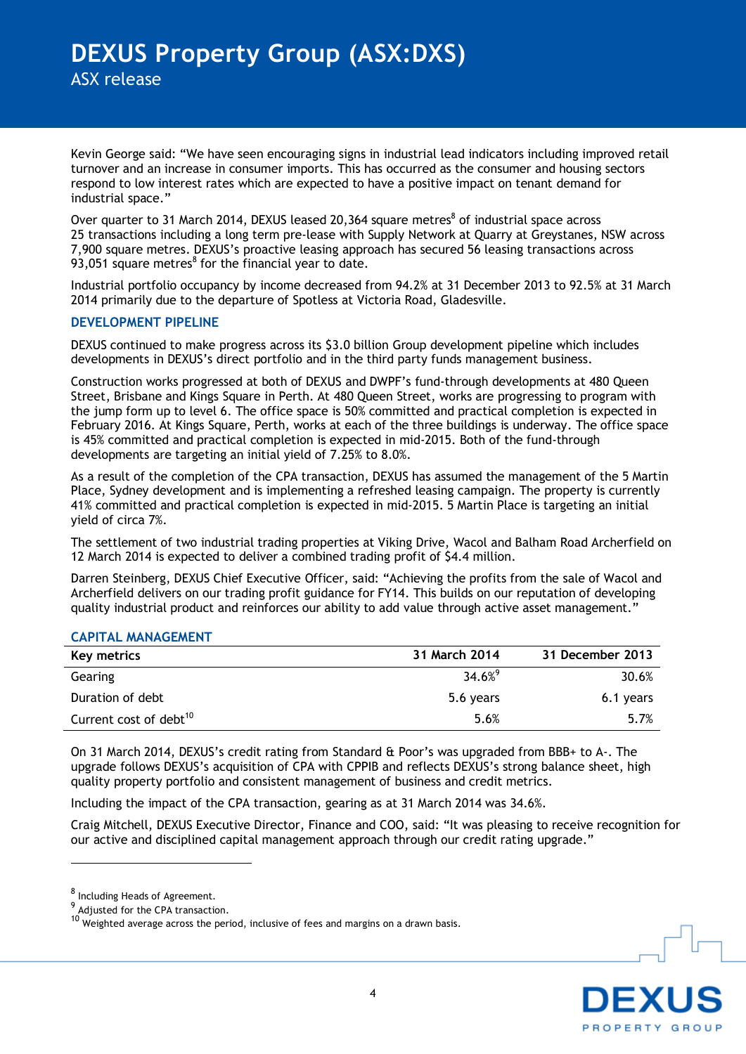Kevin George said: "We have seen encouraging signs in industrial lead indicators including improved retail turnover and an increase in consumer imports. This has occurred as the consumer and housing sectors respond to low interest rates which are expected to have a positive impact on tenant demand for industrial space."

Over quarter to 31 March 2014, DEXUS leased 20,364 square metres[8] of industrial space across 25 transactions including a long term pre-lease with Supply Network at Quarry at Greystanes, NSW across 7,900 square metres. DEXUS's proactive leasing approach has secured 56 leasing transactions across 93,051 square metres[8] for the financial year to date.

Industrial portfolio occupancy by income decreased from 94.2% at 31 December 2013 to 92.5% at 31 March 2014 primarily due to the departure of Spotless at Victoria Road, Gladesville.

## DEVELOPMENT PIPELINE

DEXUS continued to make progress across its $3.0 billion Group development pipeline which includes developments in DEXUS's direct portfolio and in the third party funds management business.

Construction works progressed at both of DEXUS and DWPF's fund-through developments at 480 Queen Street, Brisbane and Kings Square in Perth. At 480 Queen Street, works are progressing to program with the jump form up to level 6. The office space is 50% committed and practical completion is expected in February 2016. At Kings Square, Perth, works at each of the three buildings is underway. The office space is 45% committed and practical completion is expected in mid-2015. Both of the fund-through developments are targeting an initial yield of 7.25% to 8.0%.

As a result of the completion of the CPA transaction, DEXUS has assumed the management of the 5 Martin Place, Sydney development and is implementing a refreshed leasing campaign. The property is currently 41% committed and practical completion is expected in mid-2015. 5 Martin Place is targeting an initial yield of circa 7%.

The settlement of two industrial trading properties at Viking Drive, Wacol and Balham Road Archerfield on 12 March 2014 is expected to deliver a combined trading profit of $4.4 million.

Darren Steinberg, DEXUS Chief Executive Officer, said: "Achieving the profits from the sale of Wacol and Archerfield delivers on our trading profit guidance for FY14. This builds on our reputation of developing quality industrial product and reinforces our ability to add value through active asset management."

## CAPITAL MANAGEMENT

| Key metrics | 31 March 2014 | 31 December 2013 |
|---|---|---|
| Gearing | 34.6%[9] | 30.6% |
| Duration of debt | 5.6 years | 6.1 years |
| Current cost of debt[10] | 5.6% | 5.7% |

On 31 March 2014, DEXUS's credit rating from Standard & Poor's was upgraded from BBB+ to A-. The upgrade follows DEXUS's acquisition of CPA with CPPIB and reflects DEXUS's strong balance sheet, high quality property portfolio and consistent management of business and credit metrics.

Including the impact of the CPA transaction, gearing as at 31 March 2014 was 34.6%.

Craig Mitchell, DEXUS Executive Director, Finance and COO, said: "It was pleasing to receive recognition for our active and disciplined capital management approach through our credit rating upgrade."

---

[8] Including Heads of Agreement.
[9] Adjusted for the CPA transaction.
[10] Weighted average across the period, inclusive of fees and margins on a drawn basis.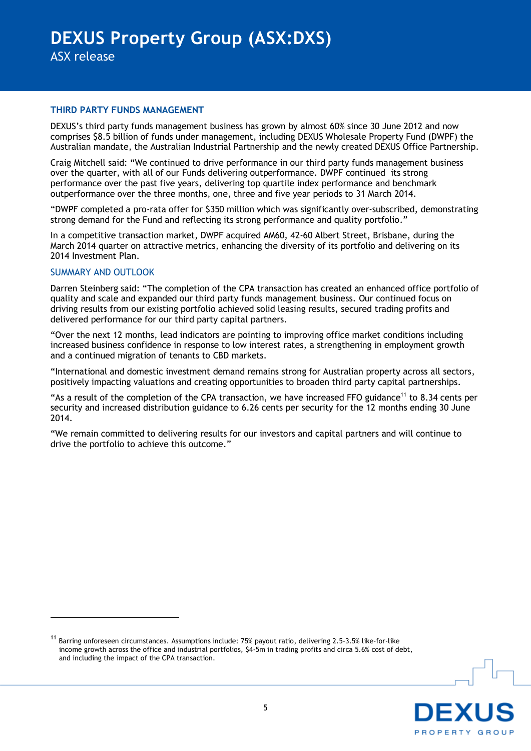## THIRD PARTY FUNDS MANAGEMENT

DEXUS's third party funds management business has grown by almost 60% since 30 June 2012 and now comprises $8.5 billion of funds under management, including DEXUS Wholesale Property Fund (DWPF) the Australian mandate, the Australian Industrial Partnership and the newly created DEXUS Office Partnership.

Craig Mitchell said: "We continued to drive performance in our third party funds management business over the quarter, with all of our Funds delivering outperformance. DWPF continued its strong performance over the past five years, delivering top quartile index performance and benchmark outperformance over the three months, one, three and five year periods to 31 March 2014.

"DWPF completed a pro-rata offer for $350 million which was significantly over-subscribed, demonstrating strong demand for the Fund and reflecting its strong performance and quality portfolio."

In a competitive transaction market, DWPF acquired AM60, 42-60 Albert Street, Brisbane, during the March 2014 quarter on attractive metrics, enhancing the diversity of its portfolio and delivering on its 2014 Investment Plan.

## SUMMARY AND OUTLOOK

Darren Steinberg said: "The completion of the CPA transaction has created an enhanced office portfolio of quality and scale and expanded our third party funds management business. Our continued focus on driving results from our existing portfolio achieved solid leasing results, secured trading profits and delivered performance for our third party capital partners.

"Over the next 12 months, lead indicators are pointing to improving office market conditions including increased business confidence in response to low interest rates, a strengthening in employment growth and a continued migration of tenants to CBD markets.

"International and domestic investment demand remains strong for Australian property across all sectors, positively impacting valuations and creating opportunities to broaden third party capital partnerships.

"As a result of the completion of the CPA transaction, we have increased FFO guidance[11] to 8.34 cents per security and increased distribution guidance to 6.26 cents per security for the 12 months ending 30 June 2014.

"We remain committed to delivering results for our investors and capital partners and will continue to drive the portfolio to achieve this outcome."

---

[11] Barring unforeseen circumstances. Assumptions include: 75% payout ratio, delivering 2.5-3.5% like-for-like income growth across the office and industrial portfolios, $4-5m in trading profits and circa 5.6% cost of debt, and including the impact of the CPA transaction.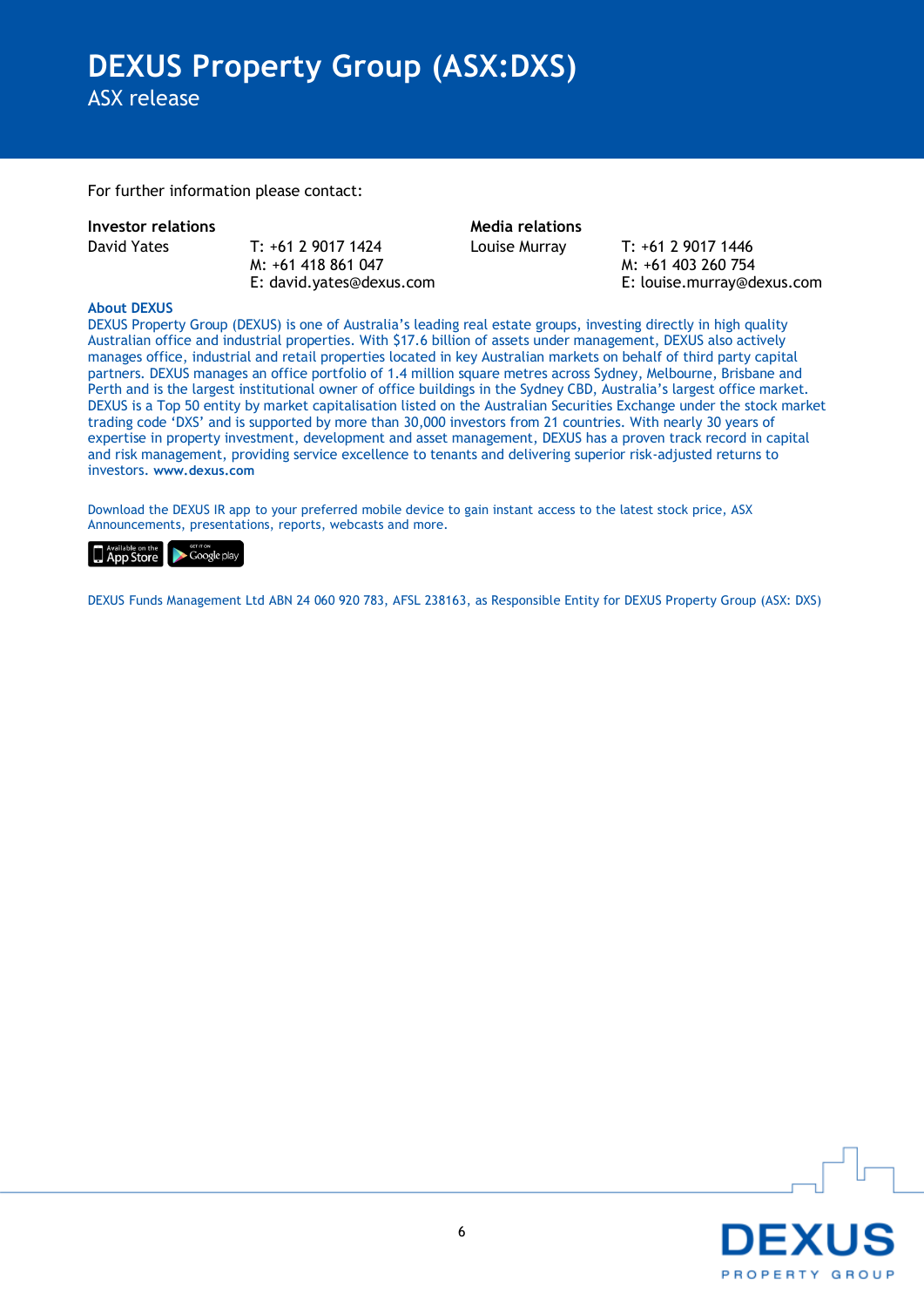# DEXUS Property Group (ASX:DXS)

ASX release

For further information please contact:

| **Investor relations** | | **Media relations** | |
|---|---|---|---|
| David Yates | T: +61 2 9017 1424<br>M: +61 418 861 047<br>E: david.yates@dexus.com | Louise Murray | T: +61 2 9017 1446<br>M: +61 403 260 754<br>E: louise.murray@dexus.com |

### About DEXUS

DEXUS Property Group (DEXUS) is one of Australia's leading real estate groups, investing directly in high quality Australian office and industrial properties. With $17.6 billion of assets under management, DEXUS also actively manages office, industrial and retail properties located in key Australian markets on behalf of third party capital partners. DEXUS manages an office portfolio of 1.4 million square metres across Sydney, Melbourne, Brisbane and Perth and is the largest institutional owner of office buildings in the Sydney CBD, Australia's largest office market. DEXUS is a Top 50 entity by market capitalisation listed on the Australian Securities Exchange under the stock market trading code 'DXS' and is supported by more than 30,000 investors from 21 countries. With nearly 30 years of expertise in property investment, development and asset management, DEXUS has a proven track record in capital and risk management, providing service excellence to tenants and delivering superior risk-adjusted returns to investors. **www.dexus.com**

Download the DEXUS IR app to your preferred mobile device to gain instant access to the latest stock price, ASX Announcements, presentations, reports, webcasts and more.

Available on the App Store | Get it on Google play

DEXUS Funds Management Ltd ABN 24 060 920 783, AFSL 238163, as Responsible Entity for DEXUS Property Group (ASX: DXS)